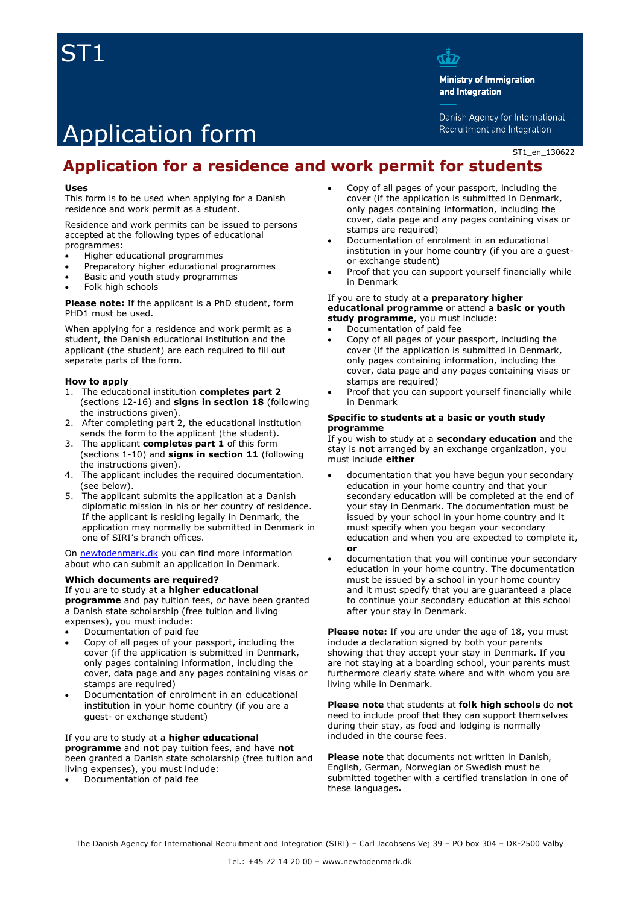# ST1

# Application form

Ministry of Immigration and Integration

Danish Agency for International Recruitment and Integration

ST1_en_130622

## Application for a residence and work permit for students

**Uses**
This form is to be used when applying for a Danish residence and work permit as a student.

Residence and work permits can be issued to persons accepted at the following types of educational programmes:

- Higher educational programmes
- Preparatory higher educational programmes
- Basic and youth study programmes
- Folk high schools

**Please note:** If the applicant is a PhD student, form PHD1 must be used.

When applying for a residence and work permit as a student, the Danish educational institution and the applicant (the student) are each required to fill out separate parts of the form.

**How to apply**

1. The educational institution **completes part 2** (sections 12-16) and **signs in section 18** (following the instructions given).
2. After completing part 2, the educational institution sends the form to the applicant (the student).
3. The applicant **completes part 1** of this form (sections 1-10) and **signs in section 11** (following the instructions given).
4. The applicant includes the required documentation. (see below).
5. The applicant submits the application at a Danish diplomatic mission in his or her country of residence. If the applicant is residing legally in Denmark, the application may normally be submitted in Denmark in one of SIRI's branch offices.

On [newtodenmark.dk](http://newtodenmark.dk) you can find more information about who can submit an application in Denmark.

**Which documents are required?**
If you are to study at a **higher educational programme** and pay tuition fees, *or* have been granted a Danish state scholarship (free tuition and living expenses), you must include:

- Documentation of paid fee
- Copy of all pages of your passport, including the cover (if the application is submitted in Denmark, only pages containing information, including the cover, data page and any pages containing visas or stamps are required)
- Documentation of enrolment in an educational institution in your home country (if you are a guest- or exchange student)

If you are to study at a **higher educational programme** and **not** pay tuition fees, and have **not** been granted a Danish state scholarship (free tuition and living expenses), you must include:

- Documentation of paid fee
- Copy of all pages of your passport, including the cover (if the application is submitted in Denmark, only pages containing information, including the cover, data page and any pages containing visas or stamps are required)
- Documentation of enrolment in an educational institution in your home country (if you are a guest- or exchange student)
- Proof that you can support yourself financially while in Denmark

If you are to study at a **preparatory higher educational programme** or attend a **basic or youth study programme**, you must include:

- Documentation of paid fee
- Copy of all pages of your passport, including the cover (if the application is submitted in Denmark, only pages containing information, including the cover, data page and any pages containing visas or stamps are required)
- Proof that you can support yourself financially while in Denmark

**Specific to students at a basic or youth study programme**
If you wish to study at a **secondary education** and the stay is **not** arranged by an exchange organization, you must include **either**

- documentation that you have begun your secondary education in your home country and that your secondary education will be completed at the end of your stay in Denmark. The documentation must be issued by your school in your home country and it must specify when you began your secondary education and when you are expected to complete it,
  **or**
- documentation that you will continue your secondary education in your home country. The documentation must be issued by a school in your home country and it must specify that you are guaranteed a place to continue your secondary education at this school after your stay in Denmark.

**Please note:** If you are under the age of 18, you must include a declaration signed by both your parents showing that they accept your stay in Denmark. If you are not staying at a boarding school, your parents must furthermore clearly state where and with whom you are living while in Denmark.

**Please note** that students at **folk high schools** do **not** need to include proof that they can support themselves during their stay, as food and lodging is normally included in the course fees.

**Please note** that documents not written in Danish, English, German, Norwegian or Swedish must be submitted together with a certified translation in one of these languages**.**

The Danish Agency for International Recruitment and Integration (SIRI) – Carl Jacobsens Vej 39 – PO box 304 – DK-2500 Valby

Tel.: +45 72 14 20 00 – www.newtodenmark.dk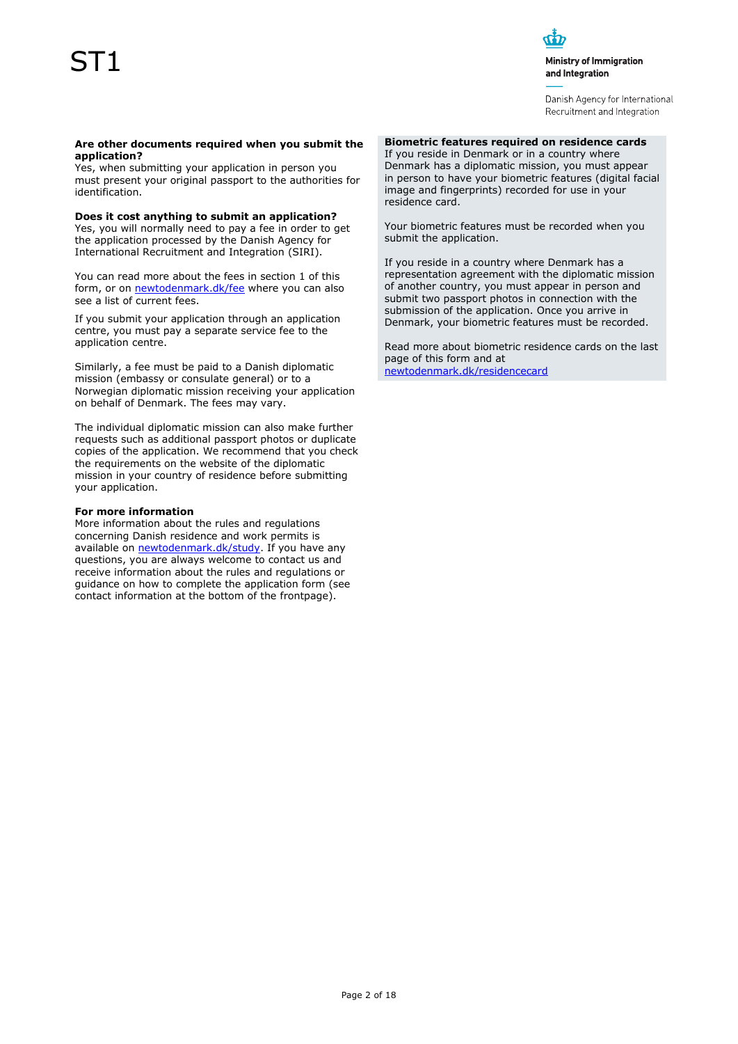**Are other documents required when you submit the application?**
Yes, when submitting your application in person you must present your original passport to the authorities for identification.

**Does it cost anything to submit an application?**
Yes, you will normally need to pay a fee in order to get the application processed by the Danish Agency for International Recruitment and Integration (SIRI).

You can read more about the fees in section 1 of this form, or on newtodenmark.dk/fee where you can also see a list of current fees.

If you submit your application through an application centre, you must pay a separate service fee to the application centre.

Similarly, a fee must be paid to a Danish diplomatic mission (embassy or consulate general) or to a Norwegian diplomatic mission receiving your application on behalf of Denmark. The fees may vary.

The individual diplomatic mission can also make further requests such as additional passport photos or duplicate copies of the application. We recommend that you check the requirements on the website of the diplomatic mission in your country of residence before submitting your application.

**For more information**
More information about the rules and regulations concerning Danish residence and work permits is available on newtodenmark.dk/study. If you have any questions, you are always welcome to contact us and receive information about the rules and regulations or guidance on how to complete the application form (see contact information at the bottom of the frontpage).

**Biometric features required on residence cards**
If you reside in Denmark or in a country where Denmark has a diplomatic mission, you must appear in person to have your biometric features (digital facial image and fingerprints) recorded for use in your residence card.

Your biometric features must be recorded when you submit the application.

If you reside in a country where Denmark has a representation agreement with the diplomatic mission of another country, you must appear in person and submit two passport photos in connection with the submission of the application. Once you arrive in Denmark, your biometric features must be recorded.

Read more about biometric residence cards on the last page of this form and at newtodenmark.dk/residencecard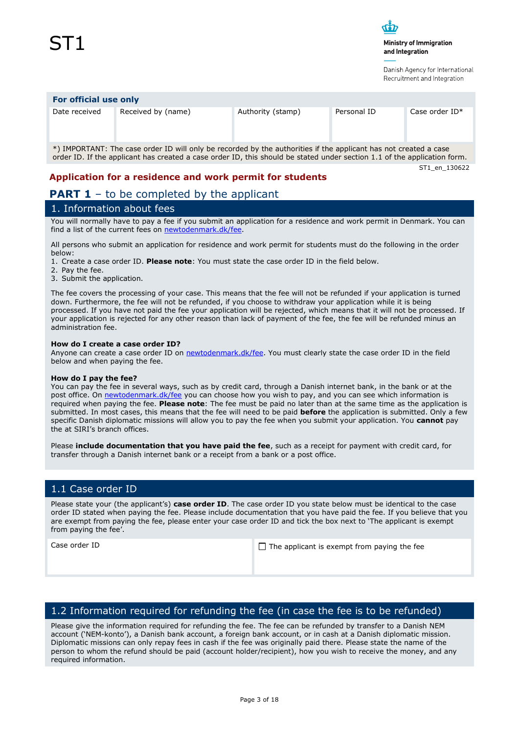# ST1

Ministry of Immigration and Integration

Danish Agency for International Recruitment and Integration

**For official use only**

| Date received | Received by (name) | Authority (stamp) | Personal ID | Case order ID* |
|---|---|---|---|---|
| | | | | |

*) IMPORTANT: The case order ID will only be recorded by the authorities if the applicant has not created a case order ID. If the applicant has created a case order ID, this should be stated under section 1.1 of the application form.

ST1_en_130622

## Application for a residence and work permit for students

## PART 1 – to be completed by the applicant

### 1. Information about fees

You will normally have to pay a fee if you submit an application for a residence and work permit in Denmark. You can find a list of the current fees on newtodenmark.dk/fee.

All persons who submit an application for residence and work permit for students must do the following in the order below:

1. Create a case order ID. **Please note**: You must state the case order ID in the field below.
2. Pay the fee.
3. Submit the application.

The fee covers the processing of your case. This means that the fee will not be refunded if your application is turned down. Furthermore, the fee will not be refunded, if you choose to withdraw your application while it is being processed. If you have not paid the fee your application will be rejected, which means that it will not be processed. If your application is rejected for any other reason than lack of payment of the fee, the fee will be refunded minus an administration fee.

**How do I create a case order ID?**
Anyone can create a case order ID on newtodenmark.dk/fee. You must clearly state the case order ID in the field below and when paying the fee.

**How do I pay the fee?**
You can pay the fee in several ways, such as by credit card, through a Danish internet bank, in the bank or at the post office. On newtodenmark.dk/fee you can choose how you wish to pay, and you can see which information is required when paying the fee. **Please note**: The fee must be paid no later than at the same time as the application is submitted. In most cases, this means that the fee will need to be paid **before** the application is submitted. Only a few specific Danish diplomatic missions will allow you to pay the fee when you submit your application. You **cannot** pay the at SIRI's branch offices.

Please **include documentation that you have paid the fee**, such as a receipt for payment with credit card, for transfer through a Danish internet bank or a receipt from a bank or a post office.

### 1.1 Case order ID

Please state your (the applicant's) **case order ID**. The case order ID you state below must be identical to the case order ID stated when paying the fee. Please include documentation that you have paid the fee. If you believe that you are exempt from paying the fee, please enter your case order ID and tick the box next to 'The applicant is exempt from paying the fee'.

| Case order ID | ☐ The applicant is exempt from paying the fee |
|---|---|
| | |

### 1.2 Information required for refunding the fee (in case the fee is to be refunded)

Please give the information required for refunding the fee. The fee can be refunded by transfer to a Danish NEM account ('NEM-konto'), a Danish bank account, a foreign bank account, or in cash at a Danish diplomatic mission. Diplomatic missions can only repay fees in cash if the fee was originally paid there. Please state the name of the person to whom the refund should be paid (account holder/recipient), how you wish to receive the money, and any required information.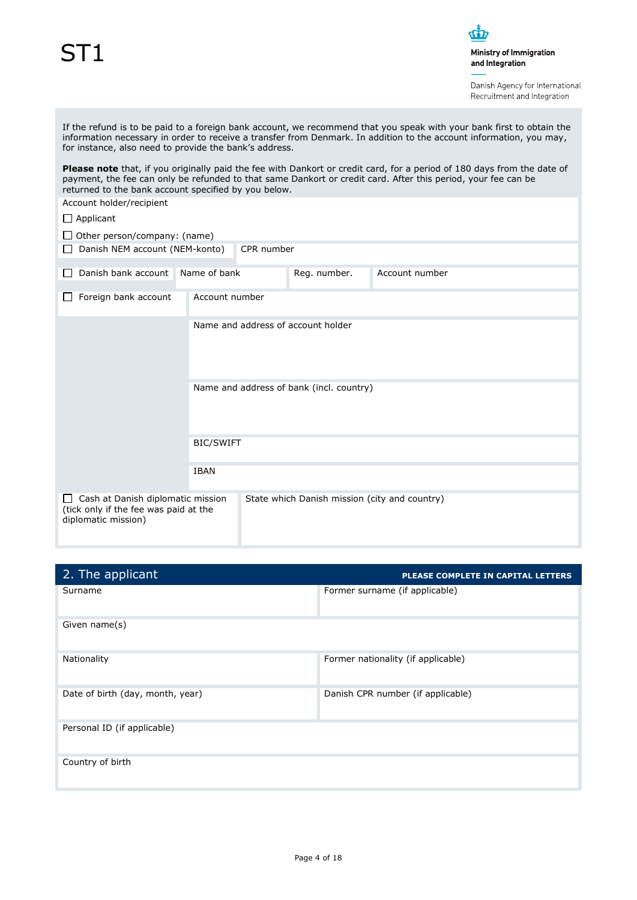ST1

Ministry of Immigration and Integration

Danish Agency for International Recruitment and Integration

If the refund is to be paid to a foreign bank account, we recommend that you speak with your bank first to obtain the information necessary in order to receive a transfer from Denmark. In addition to the account information, you may, for instance, also need to provide the bank's address.

**Please note** that, if you originally paid the fee with Dankort or credit card, for a period of 180 days from the date of payment, the fee can only be refunded to that same Dankort or credit card. After this period, your fee can be returned to the bank account specified by you below.

Account holder/recipient

☐ Applicant

☐ Other person/company: (name)

| | | | |
|---|---|---|---|
| ☐ Danish NEM account (NEM-konto) | CPR number | | |
| ☐ Danish bank account | Name of bank | Reg. number. | Account number |
| ☐ Foreign bank account | Account number | | |
| | Name and address of account holder | | |
| | Name and address of bank (incl. country) | | |
| | BIC/SWIFT | | |
| | IBAN | | |
| ☐ Cash at Danish diplomatic mission (tick only if the fee was paid at the diplomatic mission) | State which Danish mission (city and country) | | |

## 2. The applicant

**PLEASE COMPLETE IN CAPITAL LETTERS**

| | |
|---|---|
| Surname | Former surname (if applicable) |
| Given name(s) | |
| Nationality | Former nationality (if applicable) |
| Date of birth (day, month, year) | Danish CPR number (if applicable) |
| Personal ID (if applicable) | |
| Country of birth | |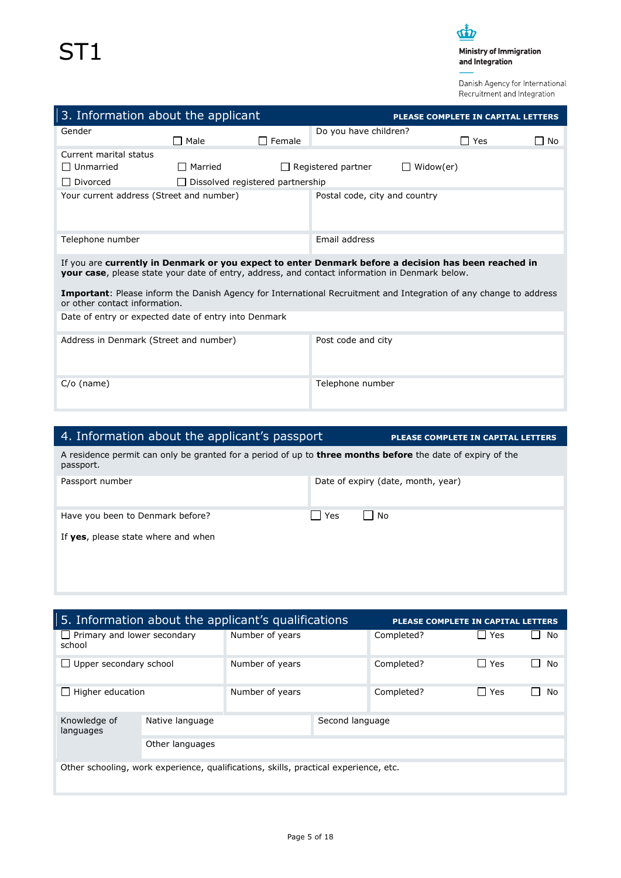ST1

Ministry of Immigration and Integration

Danish Agency for International Recruitment and Integration

## 3. Information about the applicant

**PLEASE COMPLETE IN CAPITAL LETTERS**

| Gender | ☐ Male ☐ Female | Do you have children? | ☐ Yes ☐ No |
|---|---|---|---|

Current marital status
☐ Unmarried ☐ Married ☐ Registered partner ☐ Widow(er)
☐ Divorced ☐ Dissolved registered partnership

| Your current address (Street and number) | Postal code, city and country |
|---|---|
| | |

| Telephone number | Email address |
|---|---|
| | |

If you are **currently in Denmark or you expect to enter Denmark before a decision has been reached in your case**, please state your date of entry, address, and contact information in Denmark below.

**Important**: Please inform the Danish Agency for International Recruitment and Integration of any change to address or other contact information.

Date of entry or expected date of entry into Denmark

| Address in Denmark (Street and number) | Post code and city |
|---|---|
| | |

| C/o (name) | Telephone number |
|---|---|
| | |

## 4. Information about the applicant's passport

**PLEASE COMPLETE IN CAPITAL LETTERS**

A residence permit can only be granted for a period of up to **three months before** the date of expiry of the passport.

| Passport number | Date of expiry (date, month, year) |
|---|---|
| | |

Have you been to Denmark before? ☐ Yes ☐ No

If **yes**, please state where and when

## 5. Information about the applicant's qualifications

**PLEASE COMPLETE IN CAPITAL LETTERS**

| | | | |
|---|---|---|---|
| ☐ Primary and lower secondary school | Number of years | Completed? | ☐ Yes ☐ No |
| ☐ Upper secondary school | Number of years | Completed? | ☐ Yes ☐ No |
| ☐ Higher education | Number of years | Completed? | ☐ Yes ☐ No |

| Knowledge of languages | Native language | Second language |
|---|---|---|
| | Other languages | |

Other schooling, work experience, qualifications, skills, practical experience, etc.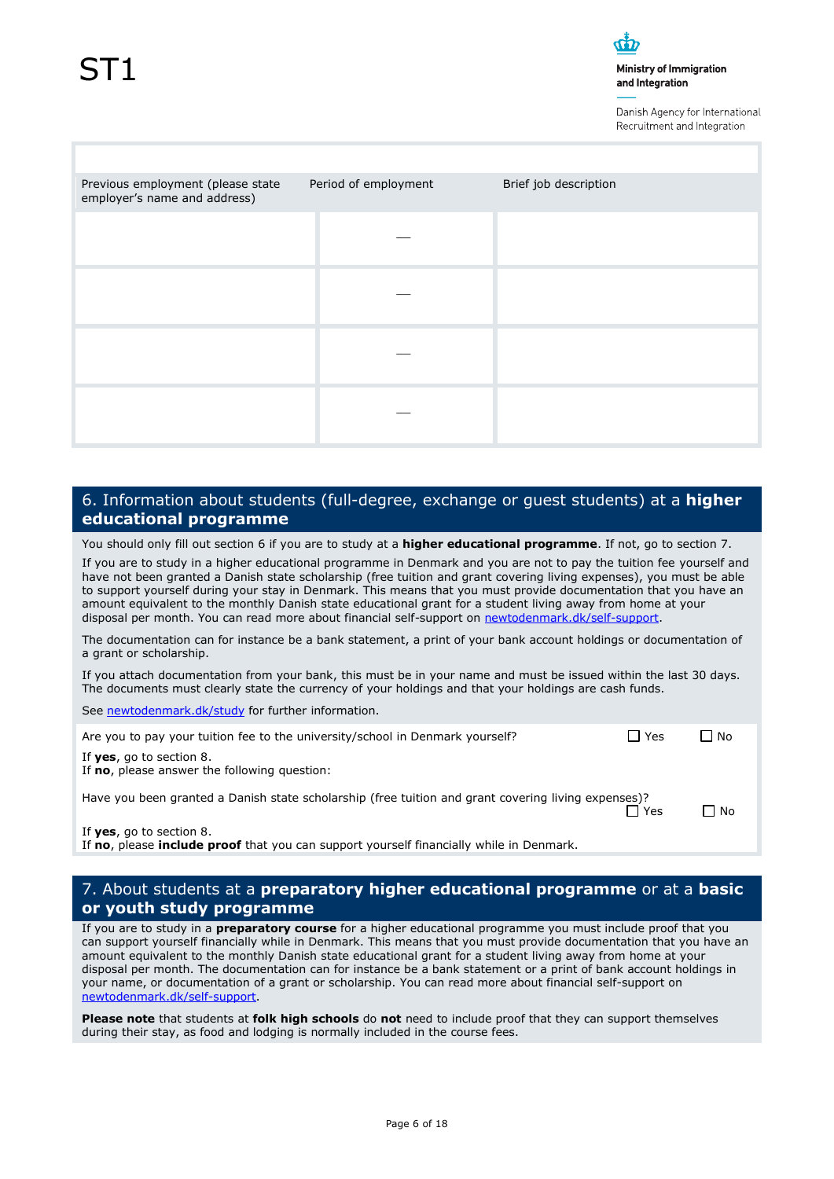| Previous employment (please state employer's name and address) | Period of employment | Brief job description |
|---|---|---|
| | — | |
| | — | |
| | — | |
| | — | |

## 6. Information about students (full-degree, exchange or guest students) at a **higher educational programme**

You should only fill out section 6 if you are to study at a **higher educational programme**. If not, go to section 7.

If you are to study in a higher educational programme in Denmark and you are not to pay the tuition fee yourself and have not been granted a Danish state scholarship (free tuition and grant covering living expenses), you must be able to support yourself during your stay in Denmark. This means that you must provide documentation that you have an amount equivalent to the monthly Danish state educational grant for a student living away from home at your disposal per month. You can read more about financial self-support on newtodenmark.dk/self-support.

The documentation can for instance be a bank statement, a print of your bank account holdings or documentation of a grant or scholarship.

If you attach documentation from your bank, this must be in your name and must be issued within the last 30 days. The documents must clearly state the currency of your holdings and that your holdings are cash funds.

See newtodenmark.dk/study for further information.

Are you to pay your tuition fee to the university/school in Denmark yourself? ☐ Yes ☐ No

If **yes**, go to section 8.
If **no**, please answer the following question:

Have you been granted a Danish state scholarship (free tuition and grant covering living expenses)? ☐ Yes ☐ No

If **yes**, go to section 8.
If **no**, please **include proof** that you can support yourself financially while in Denmark.

## 7. About students at a **preparatory higher educational programme** or at a **basic or youth study programme**

If you are to study in a **preparatory course** for a higher educational programme you must include proof that you can support yourself financially while in Denmark. This means that you must provide documentation that you have an amount equivalent to the monthly Danish state educational grant for a student living away from home at your disposal per month. The documentation can for instance be a bank statement or a print of bank account holdings in your name, or documentation of a grant or scholarship. You can read more about financial self-support on newtodenmark.dk/self-support.

**Please note** that students at **folk high schools** do **not** need to include proof that they can support themselves during their stay, as food and lodging is normally included in the course fees.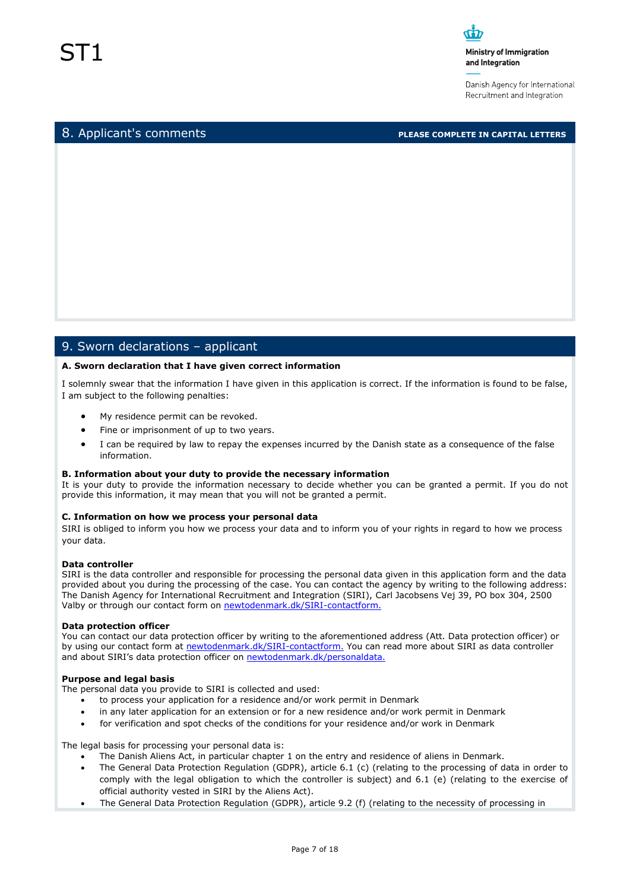ST1

Ministry of Immigration and Integration

Danish Agency for International Recruitment and Integration

## 8. Applicant's comments

**PLEASE COMPLETE IN CAPITAL LETTERS**

## 9. Sworn declarations – applicant

**A. Sworn declaration that I have given correct information**

I solemnly swear that the information I have given in this application is correct. If the information is found to be false, I am subject to the following penalties:

- My residence permit can be revoked.
- Fine or imprisonment of up to two years.
- I can be required by law to repay the expenses incurred by the Danish state as a consequence of the false information.

**B. Information about your duty to provide the necessary information**

It is your duty to provide the information necessary to decide whether you can be granted a permit. If you do not provide this information, it may mean that you will not be granted a permit.

**C. Information on how we process your personal data**

SIRI is obliged to inform you how we process your data and to inform you of your rights in regard to how we process your data.

**Data controller**

SIRI is the data controller and responsible for processing the personal data given in this application form and the data provided about you during the processing of the case. You can contact the agency by writing to the following address: The Danish Agency for International Recruitment and Integration (SIRI), Carl Jacobsens Vej 39, PO box 304, 2500 Valby or through our contact form on newtodenmark.dk/SIRI-contactform.

**Data protection officer**

You can contact our data protection officer by writing to the aforementioned address (Att. Data protection officer) or by using our contact form at newtodenmark.dk/SIRI-contactform. You can read more about SIRI as data controller and about SIRI's data protection officer on newtodenmark.dk/personaldata.

**Purpose and legal basis**

The personal data you provide to SIRI is collected and used:

- to process your application for a residence and/or work permit in Denmark
- in any later application for an extension or for a new residence and/or work permit in Denmark
- for verification and spot checks of the conditions for your residence and/or work in Denmark

The legal basis for processing your personal data is:

- The Danish Aliens Act, in particular chapter 1 on the entry and residence of aliens in Denmark.
- The General Data Protection Regulation (GDPR), article 6.1 (c) (relating to the processing of data in order to comply with the legal obligation to which the controller is subject) and 6.1 (e) (relating to the exercise of official authority vested in SIRI by the Aliens Act).
- The General Data Protection Regulation (GDPR), article 9.2 (f) (relating to the necessity of processing in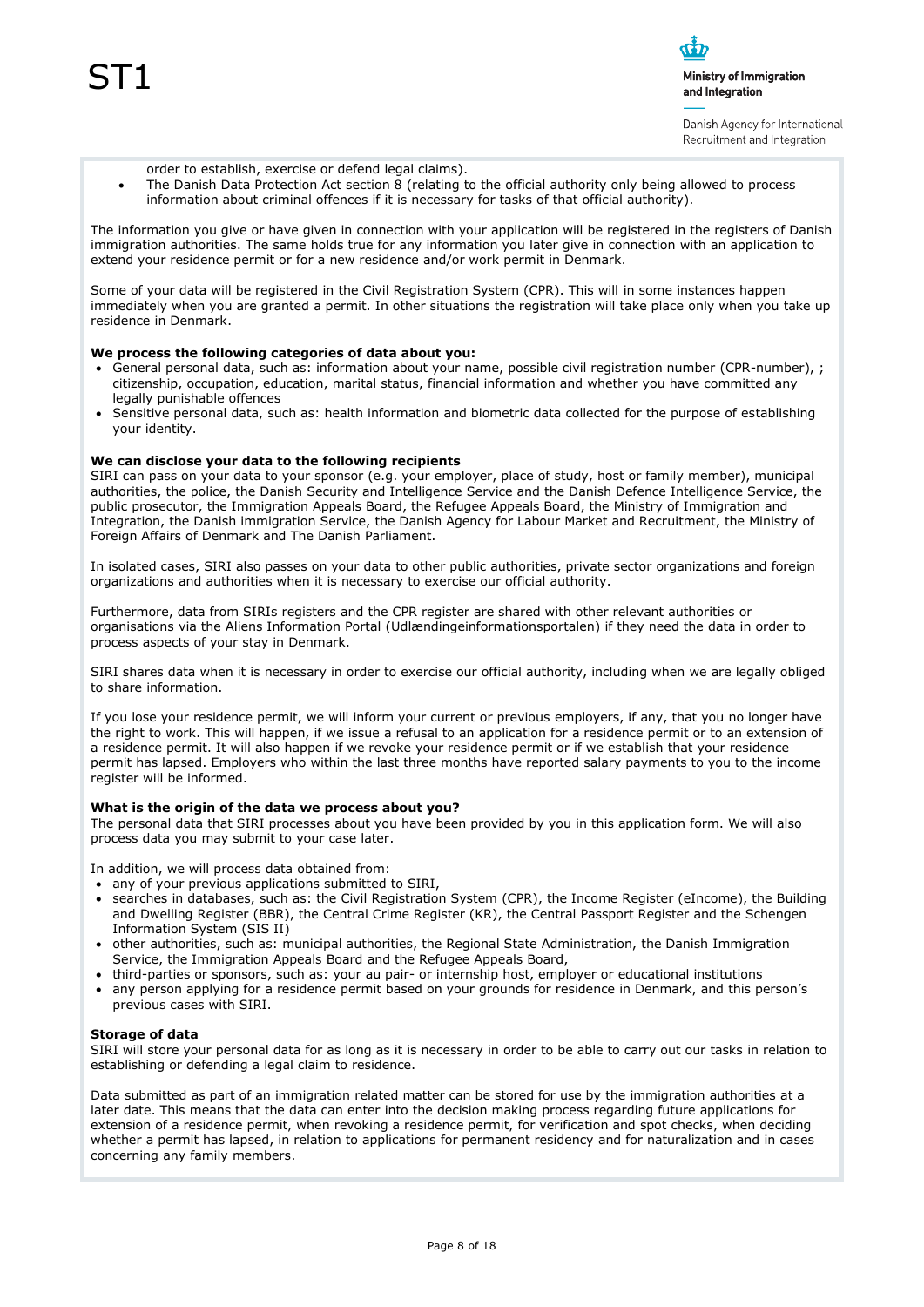order to establish, exercise or defend legal claims).

- The Danish Data Protection Act section 8 (relating to the official authority only being allowed to process information about criminal offences if it is necessary for tasks of that official authority).

The information you give or have given in connection with your application will be registered in the registers of Danish immigration authorities. The same holds true for any information you later give in connection with an application to extend your residence permit or for a new residence and/or work permit in Denmark.

Some of your data will be registered in the Civil Registration System (CPR). This will in some instances happen immediately when you are granted a permit. In other situations the registration will take place only when you take up residence in Denmark.

**We process the following categories of data about you:**

- General personal data, such as: information about your name, possible civil registration number (CPR-number), ; citizenship, occupation, education, marital status, financial information and whether you have committed any legally punishable offences
- Sensitive personal data, such as: health information and biometric data collected for the purpose of establishing your identity.

**We can disclose your data to the following recipients**

SIRI can pass on your data to your sponsor (e.g. your employer, place of study, host or family member), municipal authorities, the police, the Danish Security and Intelligence Service and the Danish Defence Intelligence Service, the public prosecutor, the Immigration Appeals Board, the Refugee Appeals Board, the Ministry of Immigration and Integration, the Danish immigration Service, the Danish Agency for Labour Market and Recruitment, the Ministry of Foreign Affairs of Denmark and The Danish Parliament.

In isolated cases, SIRI also passes on your data to other public authorities, private sector organizations and foreign organizations and authorities when it is necessary to exercise our official authority.

Furthermore, data from SIRIs registers and the CPR register are shared with other relevant authorities or organisations via the Aliens Information Portal (Udlændingeinformationsportalen) if they need the data in order to process aspects of your stay in Denmark.

SIRI shares data when it is necessary in order to exercise our official authority, including when we are legally obliged to share information.

If you lose your residence permit, we will inform your current or previous employers, if any, that you no longer have the right to work. This will happen, if we issue a refusal to an application for a residence permit or to an extension of a residence permit. It will also happen if we revoke your residence permit or if we establish that your residence permit has lapsed. Employers who within the last three months have reported salary payments to you to the income register will be informed.

**What is the origin of the data we process about you?**

The personal data that SIRI processes about you have been provided by you in this application form. We will also process data you may submit to your case later.

In addition, we will process data obtained from:

- any of your previous applications submitted to SIRI,
- searches in databases, such as: the Civil Registration System (CPR), the Income Register (eIncome), the Building and Dwelling Register (BBR), the Central Crime Register (KR), the Central Passport Register and the Schengen Information System (SIS II)
- other authorities, such as: municipal authorities, the Regional State Administration, the Danish Immigration Service, the Immigration Appeals Board and the Refugee Appeals Board,
- third-parties or sponsors, such as: your au pair- or internship host, employer or educational institutions
- any person applying for a residence permit based on your grounds for residence in Denmark, and this person's previous cases with SIRI.

**Storage of data**

SIRI will store your personal data for as long as it is necessary in order to be able to carry out our tasks in relation to establishing or defending a legal claim to residence.

Data submitted as part of an immigration related matter can be stored for use by the immigration authorities at a later date. This means that the data can enter into the decision making process regarding future applications for extension of a residence permit, when revoking a residence permit, for verification and spot checks, when deciding whether a permit has lapsed, in relation to applications for permanent residency and for naturalization and in cases concerning any family members.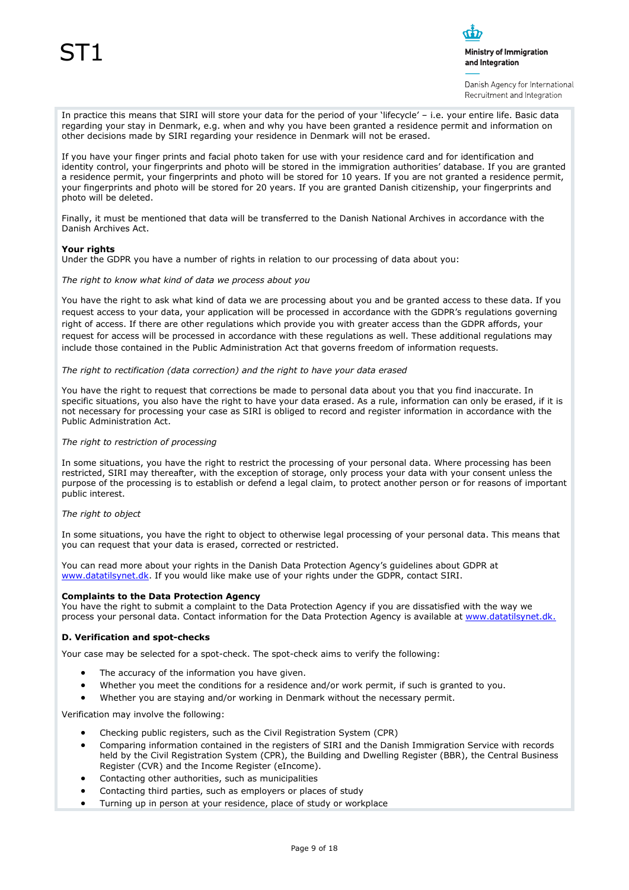In practice this means that SIRI will store your data for the period of your 'lifecycle' – i.e. your entire life. Basic data regarding your stay in Denmark, e.g. when and why you have been granted a residence permit and information on other decisions made by SIRI regarding your residence in Denmark will not be erased.

If you have your finger prints and facial photo taken for use with your residence card and for identification and identity control, your fingerprints and photo will be stored in the immigration authorities' database. If you are granted a residence permit, your fingerprints and photo will be stored for 10 years. If you are not granted a residence permit, your fingerprints and photo will be stored for 20 years. If you are granted Danish citizenship, your fingerprints and photo will be deleted.

Finally, it must be mentioned that data will be transferred to the Danish National Archives in accordance with the Danish Archives Act.

**Your rights**
Under the GDPR you have a number of rights in relation to our processing of data about you:

*The right to know what kind of data we process about you*

You have the right to ask what kind of data we are processing about you and be granted access to these data. If you request access to your data, your application will be processed in accordance with the GDPR's regulations governing right of access. If there are other regulations which provide you with greater access than the GDPR affords, your request for access will be processed in accordance with these regulations as well. These additional regulations may include those contained in the Public Administration Act that governs freedom of information requests.

*The right to rectification (data correction) and the right to have your data erased*

You have the right to request that corrections be made to personal data about you that you find inaccurate. In specific situations, you also have the right to have your data erased. As a rule, information can only be erased, if it is not necessary for processing your case as SIRI is obliged to record and register information in accordance with the Public Administration Act.

*The right to restriction of processing*

In some situations, you have the right to restrict the processing of your personal data. Where processing has been restricted, SIRI may thereafter, with the exception of storage, only process your data with your consent unless the purpose of the processing is to establish or defend a legal claim, to protect another person or for reasons of important public interest.

*The right to object*

In some situations, you have the right to object to otherwise legal processing of your personal data. This means that you can request that your data is erased, corrected or restricted.

You can read more about your rights in the Danish Data Protection Agency's guidelines about GDPR at [www.datatilsynet.dk](http://www.datatilsynet.dk). If you would like make use of your rights under the GDPR, contact SIRI.

**Complaints to the Data Protection Agency**
You have the right to submit a complaint to the Data Protection Agency if you are dissatisfied with the way we process your personal data. Contact information for the Data Protection Agency is available at [www.datatilsynet.dk.](http://www.datatilsynet.dk)

**D. Verification and spot-checks**

Your case may be selected for a spot-check. The spot-check aims to verify the following:

- The accuracy of the information you have given.
- Whether you meet the conditions for a residence and/or work permit, if such is granted to you.
- Whether you are staying and/or working in Denmark without the necessary permit.

Verification may involve the following:

- Checking public registers, such as the Civil Registration System (CPR)
- Comparing information contained in the registers of SIRI and the Danish Immigration Service with records held by the Civil Registration System (CPR), the Building and Dwelling Register (BBR), the Central Business Register (CVR) and the Income Register (eIncome).
- Contacting other authorities, such as municipalities
- Contacting third parties, such as employers or places of study
- Turning up in person at your residence, place of study or workplace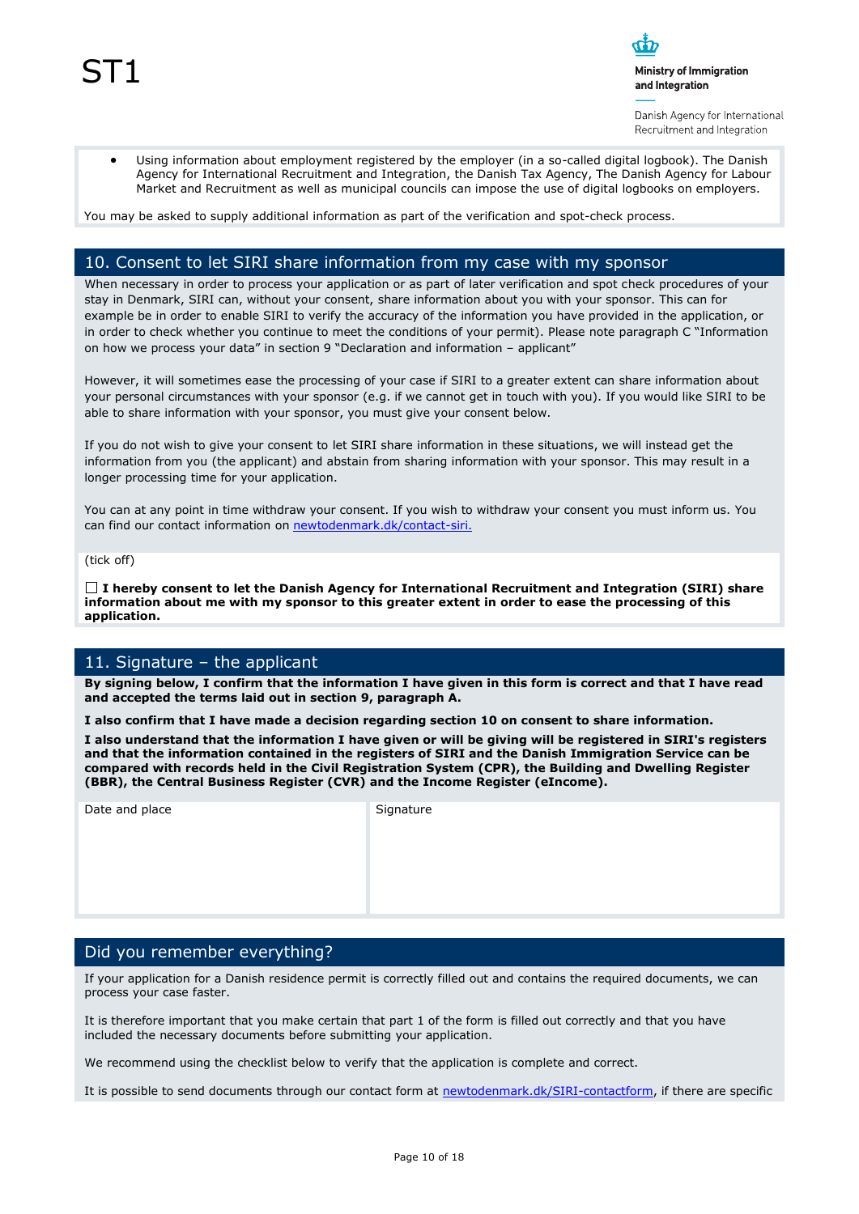- Using information about employment registered by the employer (in a so-called digital logbook). The Danish Agency for International Recruitment and Integration, the Danish Tax Agency, The Danish Agency for Labour Market and Recruitment as well as municipal councils can impose the use of digital logbooks on employers.

You may be asked to supply additional information as part of the verification and spot-check process.

## 10. Consent to let SIRI share information from my case with my sponsor

When necessary in order to process your application or as part of later verification and spot check procedures of your stay in Denmark, SIRI can, without your consent, share information about you with your sponsor. This can for example be in order to enable SIRI to verify the accuracy of the information you have provided in the application, or in order to check whether you continue to meet the conditions of your permit). Please note paragraph C "Information on how we process your data" in section 9 "Declaration and information – applicant"

However, it will sometimes ease the processing of your case if SIRI to a greater extent can share information about your personal circumstances with your sponsor (e.g. if we cannot get in touch with you). If you would like SIRI to be able to share information with your sponsor, you must give your consent below.

If you do not wish to give your consent to let SIRI share information in these situations, we will instead get the information from you (the applicant) and abstain from sharing information with your sponsor. This may result in a longer processing time for your application.

You can at any point in time withdraw your consent. If you wish to withdraw your consent you must inform us. You can find our contact information on newtodenmark.dk/contact-siri.

(tick off)

☐ **I hereby consent to let the Danish Agency for International Recruitment and Integration (SIRI) share information about me with my sponsor to this greater extent in order to ease the processing of this application.**

## 11. Signature – the applicant

**By signing below, I confirm that the information I have given in this form is correct and that I have read and accepted the terms laid out in section 9, paragraph A.**

**I also confirm that I have made a decision regarding section 10 on consent to share information.**

**I also understand that the information I have given or will be giving will be registered in SIRI's registers and that the information contained in the registers of SIRI and the Danish Immigration Service can be compared with records held in the Civil Registration System (CPR), the Building and Dwelling Register (BBR), the Central Business Register (CVR) and the Income Register (eIncome).**

| Date and place | Signature |
| --- | --- |
| | |

## Did you remember everything?

If your application for a Danish residence permit is correctly filled out and contains the required documents, we can process your case faster.

It is therefore important that you make certain that part 1 of the form is filled out correctly and that you have included the necessary documents before submitting your application.

We recommend using the checklist below to verify that the application is complete and correct.

It is possible to send documents through our contact form at newtodenmark.dk/SIRI-contactform, if there are specific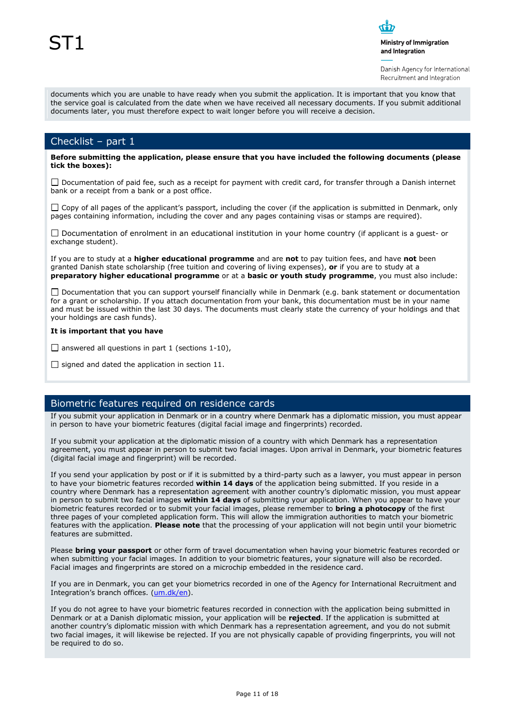documents which you are unable to have ready when you submit the application. It is important that you know that the service goal is calculated from the date when we have received all necessary documents. If you submit additional documents later, you must therefore expect to wait longer before you will receive a decision.

## Checklist – part 1

**Before submitting the application, please ensure that you have included the following documents (please tick the boxes):**

☐ Documentation of paid fee, such as a receipt for payment with credit card, for transfer through a Danish internet bank or a receipt from a bank or a post office.

☐ Copy of all pages of the applicant's passport, including the cover (if the application is submitted in Denmark, only pages containing information, including the cover and any pages containing visas or stamps are required).

☐ Documentation of enrolment in an educational institution in your home country (if applicant is a guest- or exchange student).

If you are to study at a **higher educational programme** and are **not** to pay tuition fees, and have **not** been granted Danish state scholarship (free tuition and covering of living expenses), **or** if you are to study at a **preparatory higher educational programme** or at a **basic or youth study programme**, you must also include:

☐ Documentation that you can support yourself financially while in Denmark (e.g. bank statement or documentation for a grant or scholarship. If you attach documentation from your bank, this documentation must be in your name and must be issued within the last 30 days. The documents must clearly state the currency of your holdings and that your holdings are cash funds).

**It is important that you have**

☐ answered all questions in part 1 (sections 1-10),

☐ signed and dated the application in section 11.

## Biometric features required on residence cards

If you submit your application in Denmark or in a country where Denmark has a diplomatic mission, you must appear in person to have your biometric features (digital facial image and fingerprints) recorded.

If you submit your application at the diplomatic mission of a country with which Denmark has a representation agreement, you must appear in person to submit two facial images. Upon arrival in Denmark, your biometric features (digital facial image and fingerprint) will be recorded.

If you send your application by post or if it is submitted by a third-party such as a lawyer, you must appear in person to have your biometric features recorded **within 14 days** of the application being submitted. If you reside in a country where Denmark has a representation agreement with another country's diplomatic mission, you must appear in person to submit two facial images **within 14 days** of submitting your application. When you appear to have your biometric features recorded or to submit your facial images, please remember to **bring a photocopy** of the first three pages of your completed application form. This will allow the immigration authorities to match your biometric features with the application. **Please note** that the processing of your application will not begin until your biometric features are submitted.

Please **bring your passport** or other form of travel documentation when having your biometric features recorded or when submitting your facial images. In addition to your biometric features, your signature will also be recorded. Facial images and fingerprints are stored on a microchip embedded in the residence card.

If you are in Denmark, you can get your biometrics recorded in one of the Agency for International Recruitment and Integration's branch offices. (um.dk/en).

If you do not agree to have your biometric features recorded in connection with the application being submitted in Denmark or at a Danish diplomatic mission, your application will be **rejected**. If the application is submitted at another country's diplomatic mission with which Denmark has a representation agreement, and you do not submit two facial images, it will likewise be rejected. If you are not physically capable of providing fingerprints, you will not be required to do so.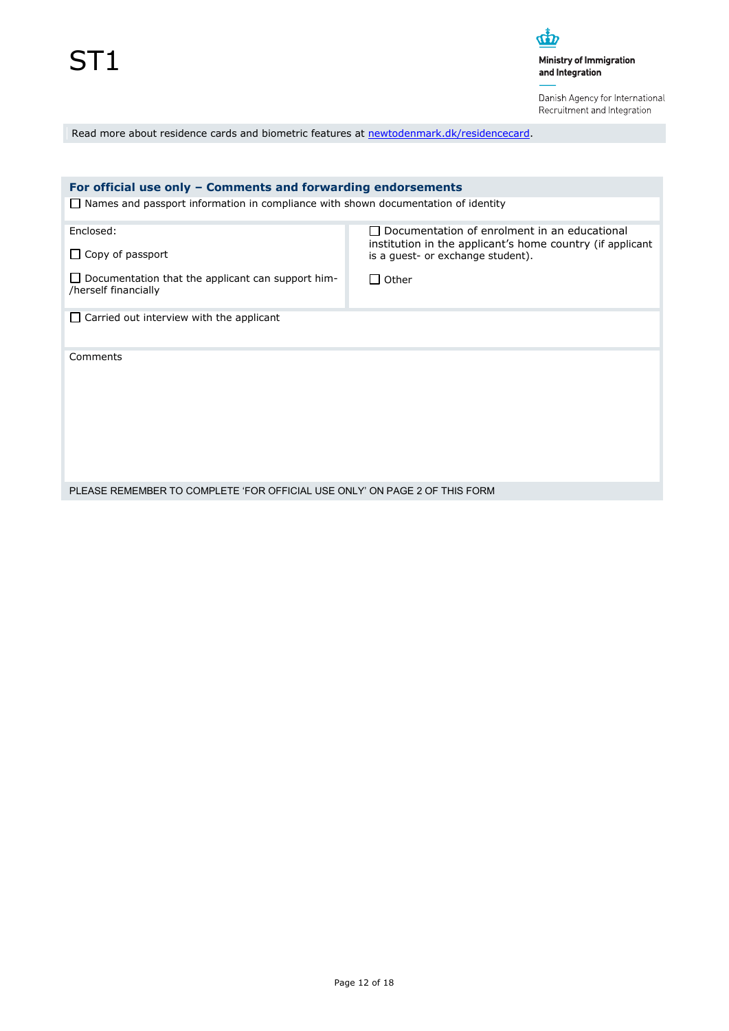ST1

Ministry of Immigration and Integration

Danish Agency for International Recruitment and Integration

Read more about residence cards and biometric features at [newtodenmark.dk/residencecard](newtodenmark.dk/residencecard).

## For official use only – Comments and forwarding endorsements

☐ Names and passport information in compliance with shown documentation of identity

Enclosed:

☐ Copy of passport

☐ Documentation that the applicant can support him-/herself financially

☐ Documentation of enrolment in an educational institution in the applicant's home country (if applicant is a guest- or exchange student).

☐ Other

☐ Carried out interview with the applicant

Comments

PLEASE REMEMBER TO COMPLETE 'FOR OFFICIAL USE ONLY' ON PAGE 2 OF THIS FORM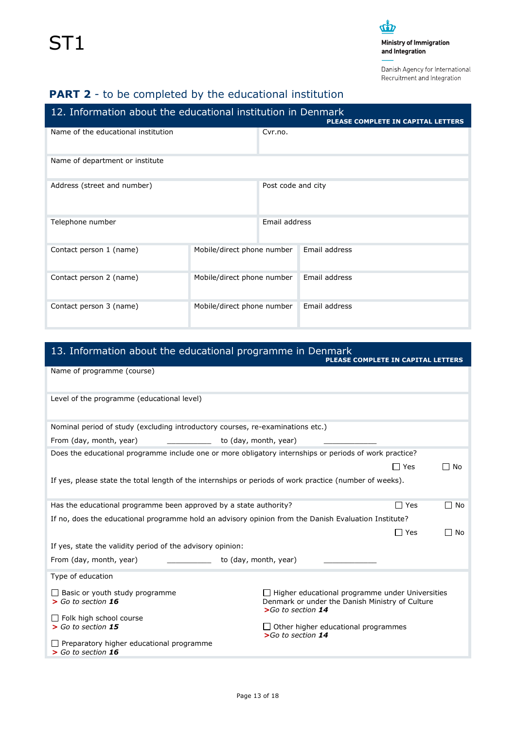# ST1

Ministry of Immigration and Integration

Danish Agency for International Recruitment and Integration

## PART 2 - to be completed by the educational institution

### 12. Information about the educational institution in Denmark

**PLEASE COMPLETE IN CAPITAL LETTERS**

| Name of the educational institution | | Cvr.no. |
|---|---|---|
| Name of department or institute | | |
| Address (street and number) | | Post code and city |
| Telephone number | | Email address |
| Contact person 1 (name) | Mobile/direct phone number | Email address |
| Contact person 2 (name) | Mobile/direct phone number | Email address |
| Contact person 3 (name) | Mobile/direct phone number | Email address |

### 13. Information about the educational programme in Denmark

**PLEASE COMPLETE IN CAPITAL LETTERS**

Name of programme (course)

Level of the programme (educational level)

Nominal period of study (excluding introductory courses, re-examinations etc.)

From (day, month, year) __________ to (day, month, year) __________

Does the educational programme include one or more obligatory internships or periods of work practice?

☐ Yes ☐ No

If yes, please state the total length of the internships or periods of work practice (number of weeks).

Has the educational programme been approved by a state authority? ☐ Yes ☐ No

If no, does the educational programme hold an advisory opinion from the Danish Evaluation Institute?

☐ Yes ☐ No

If yes, state the validity period of the advisory opinion:

From (day, month, year) __________ to (day, month, year) __________

Type of education

☐ Basic or youth study programme
**>** *Go to section* ***16***

☐ Folk high school course
**>** *Go to section* ***15***

☐ Preparatory higher educational programme
**>** *Go to section* ***16***

☐ Higher educational programme under Universities Denmark or under the Danish Ministry of Culture
**>** *Go to section* ***14***

☐ Other higher educational programmes
**>** *Go to section* ***14***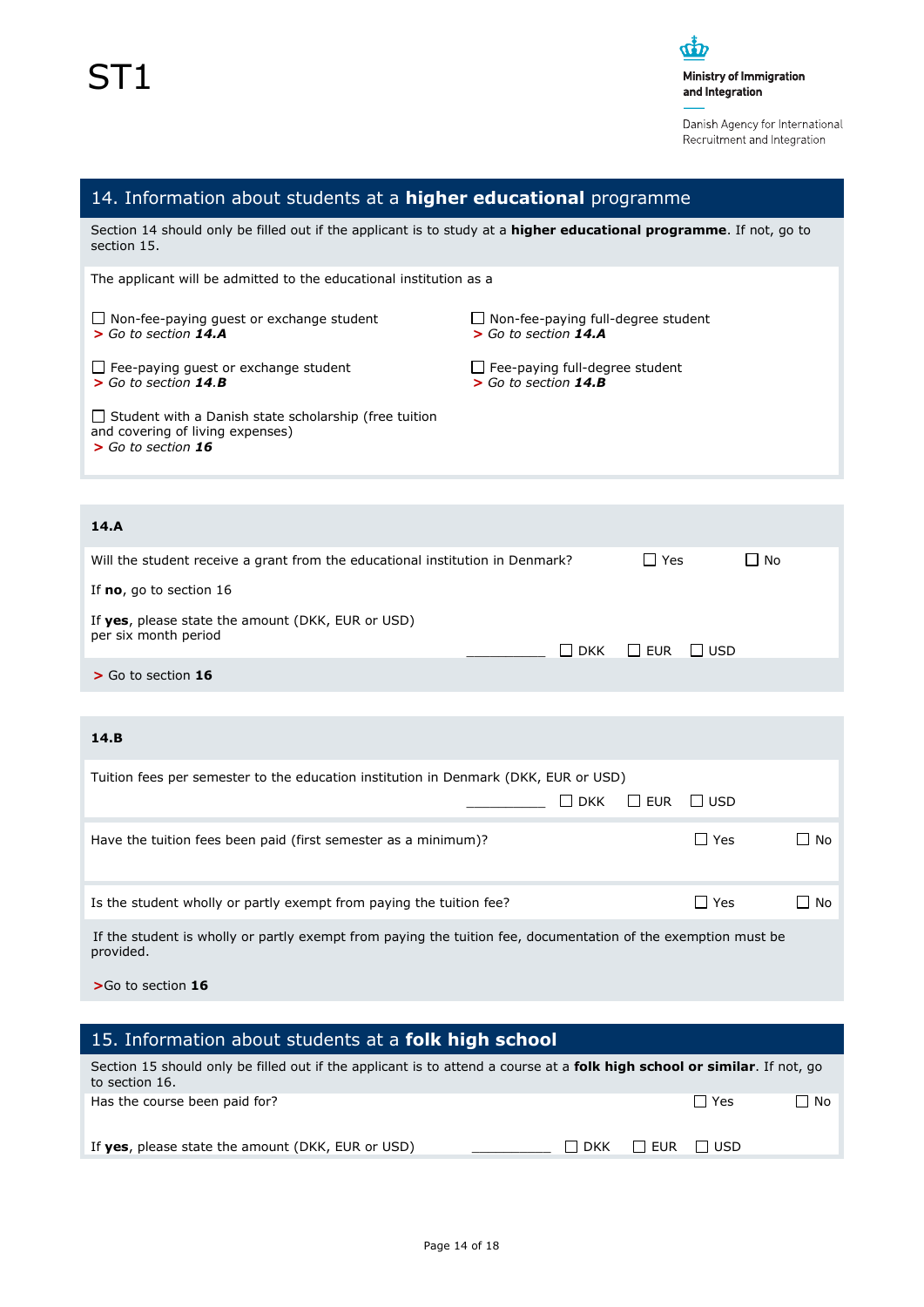ST1

Ministry of Immigration and Integration

Danish Agency for International Recruitment and Integration

## 14. Information about students at a **higher educational** programme

Section 14 should only be filled out if the applicant is to study at a **higher educational programme**. If not, go to section 15.

The applicant will be admitted to the educational institution as a

☐ Non-fee-paying guest or exchange student
> *Go to section **14.A***

☐ Non-fee-paying full-degree student
> *Go to section **14.A***

☐ Fee-paying guest or exchange student
> *Go to section **14.B***

☐ Fee-paying full-degree student
> *Go to section **14.B***

☐ Student with a Danish state scholarship (free tuition and covering of living expenses)
> *Go to section **16***

### 14.A

Will the student receive a grant from the educational institution in Denmark? ☐ Yes ☐ No

If **no**, go to section 16

If **yes**, please state the amount (DKK, EUR or USD) per six month period

__________ ☐ DKK ☐ EUR ☐ USD

> Go to section **16**

### 14.B

Tuition fees per semester to the education institution in Denmark (DKK, EUR or USD)

__________ ☐ DKK ☐ EUR ☐ USD

Have the tuition fees been paid (first semester as a minimum)? ☐ Yes ☐ No

Is the student wholly or partly exempt from paying the tuition fee? ☐ Yes ☐ No

If the student is wholly or partly exempt from paying the tuition fee, documentation of the exemption must be provided.

>Go to section **16**

## 15. Information about students at a **folk high school**

Section 15 should only be filled out if the applicant is to attend a course at a **folk high school or similar**. If not, go to section 16.

Has the course been paid for? ☐ Yes ☐ No

If **yes**, please state the amount (DKK, EUR or USD) __________ ☐ DKK ☐ EUR ☐ USD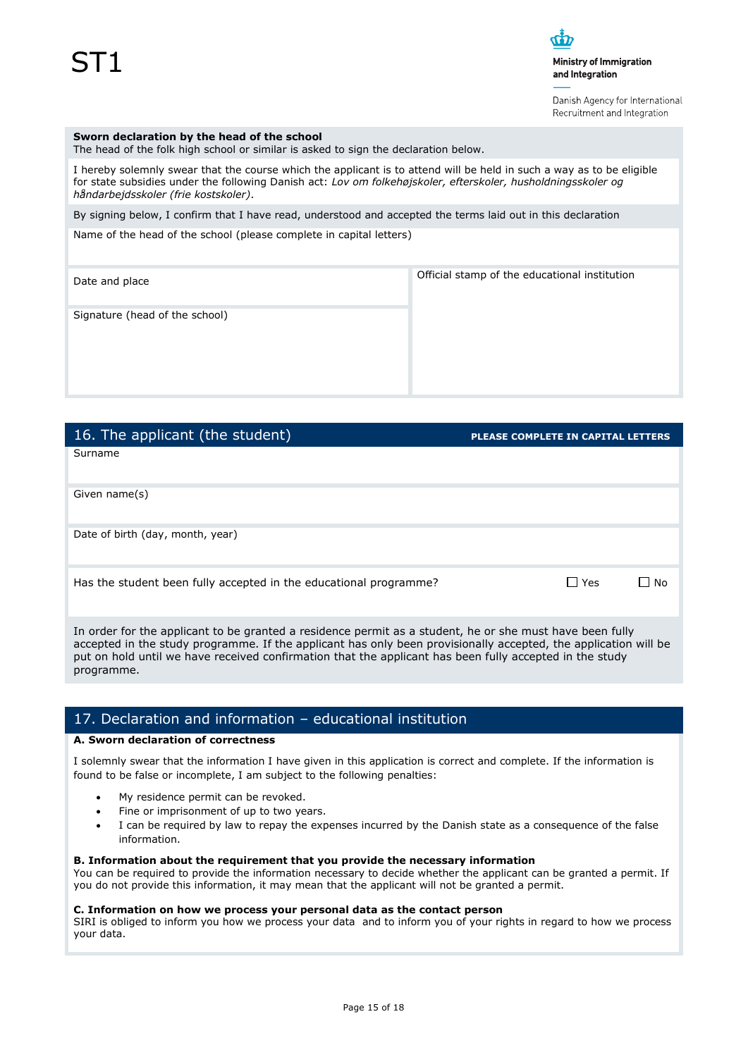ST1

**Ministry of Immigration and Integration**

Danish Agency for International Recruitment and Integration

**Sworn declaration by the head of the school**
The head of the folk high school or similar is asked to sign the declaration below.

I hereby solemnly swear that the course which the applicant is to attend will be held in such a way as to be eligible for state subsidies under the following Danish act: *Lov om folkehøjskoler, efterskoler, husholdningsskoler og håndarbejdsskoler (frie kostskoler)*.

By signing below, I confirm that I have read, understood and accepted the terms laid out in this declaration

Name of the head of the school (please complete in capital letters)

| | |
|---|---|
| Date and place | Official stamp of the educational institution |
| Signature (head of the school) | |

## 16. The applicant (the student)

**PLEASE COMPLETE IN CAPITAL LETTERS**

Surname

Given name(s)

Date of birth (day, month, year)

Has the student been fully accepted in the educational programme? ☐ Yes ☐ No

In order for the applicant to be granted a residence permit as a student, he or she must have been fully accepted in the study programme. If the applicant has only been provisionally accepted, the application will be put on hold until we have received confirmation that the applicant has been fully accepted in the study programme.

## 17. Declaration and information – educational institution

**A. Sworn declaration of correctness**

I solemnly swear that the information I have given in this application is correct and complete. If the information is found to be false or incomplete, I am subject to the following penalties:

- My residence permit can be revoked.
- Fine or imprisonment of up to two years.
- I can be required by law to repay the expenses incurred by the Danish state as a consequence of the false information.

**B. Information about the requirement that you provide the necessary information**
You can be required to provide the information necessary to decide whether the applicant can be granted a permit. If you do not provide this information, it may mean that the applicant will not be granted a permit.

**C. Information on how we process your personal data as the contact person**
SIRI is obliged to inform you how we process your data and to inform you of your rights in regard to how we process your data.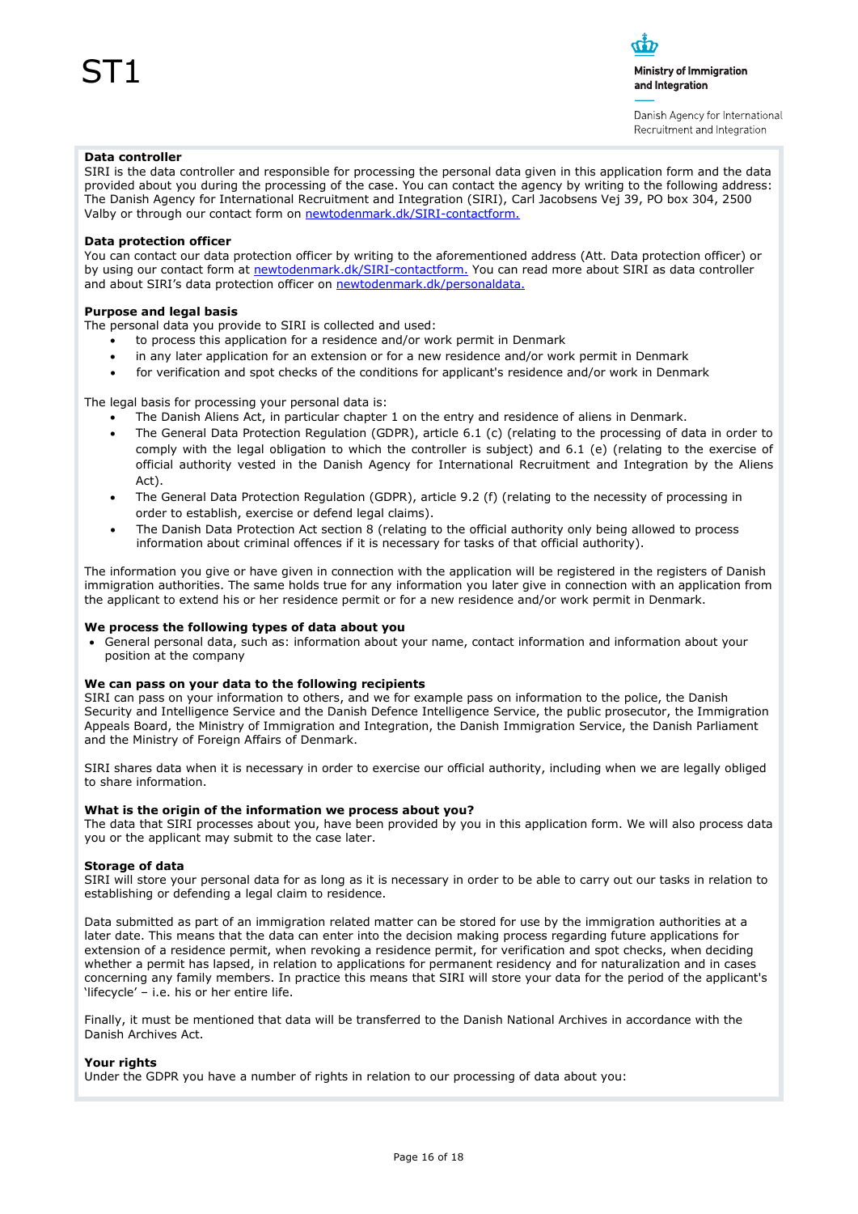ST1

Ministry of Immigration and Integration

Danish Agency for International Recruitment and Integration

**Data controller**

SIRI is the data controller and responsible for processing the personal data given in this application form and the data provided about you during the processing of the case. You can contact the agency by writing to the following address: The Danish Agency for International Recruitment and Integration (SIRI), Carl Jacobsens Vej 39, PO box 304, 2500 Valby or through our contact form on newtodenmark.dk/SIRI-contactform.

**Data protection officer**

You can contact our data protection officer by writing to the aforementioned address (Att. Data protection officer) or by using our contact form at newtodenmark.dk/SIRI-contactform. You can read more about SIRI as data controller and about SIRI's data protection officer on newtodenmark.dk/personaldata.

**Purpose and legal basis**

The personal data you provide to SIRI is collected and used:

- to process this application for a residence and/or work permit in Denmark
- in any later application for an extension or for a new residence and/or work permit in Denmark
- for verification and spot checks of the conditions for applicant's residence and/or work in Denmark

The legal basis for processing your personal data is:

- The Danish Aliens Act, in particular chapter 1 on the entry and residence of aliens in Denmark.
- The General Data Protection Regulation (GDPR), article 6.1 (c) (relating to the processing of data in order to comply with the legal obligation to which the controller is subject) and 6.1 (e) (relating to the exercise of official authority vested in the Danish Agency for International Recruitment and Integration by the Aliens Act).
- The General Data Protection Regulation (GDPR), article 9.2 (f) (relating to the necessity of processing in order to establish, exercise or defend legal claims).
- The Danish Data Protection Act section 8 (relating to the official authority only being allowed to process information about criminal offences if it is necessary for tasks of that official authority).

The information you give or have given in connection with the application will be registered in the registers of Danish immigration authorities. The same holds true for any information you later give in connection with an application from the applicant to extend his or her residence permit or for a new residence and/or work permit in Denmark.

**We process the following types of data about you**

- General personal data, such as: information about your name, contact information and information about your position at the company

**We can pass on your data to the following recipients**

SIRI can pass on your information to others, and we for example pass on information to the police, the Danish Security and Intelligence Service and the Danish Defence Intelligence Service, the public prosecutor, the Immigration Appeals Board, the Ministry of Immigration and Integration, the Danish Immigration Service, the Danish Parliament and the Ministry of Foreign Affairs of Denmark.

SIRI shares data when it is necessary in order to exercise our official authority, including when we are legally obliged to share information.

**What is the origin of the information we process about you?**

The data that SIRI processes about you, have been provided by you in this application form. We will also process data you or the applicant may submit to the case later.

**Storage of data**

SIRI will store your personal data for as long as it is necessary in order to be able to carry out our tasks in relation to establishing or defending a legal claim to residence.

Data submitted as part of an immigration related matter can be stored for use by the immigration authorities at a later date. This means that the data can enter into the decision making process regarding future applications for extension of a residence permit, when revoking a residence permit, for verification and spot checks, when deciding whether a permit has lapsed, in relation to applications for permanent residency and for naturalization and in cases concerning any family members. In practice this means that SIRI will store your data for the period of the applicant's 'lifecycle' – i.e. his or her entire life.

Finally, it must be mentioned that data will be transferred to the Danish National Archives in accordance with the Danish Archives Act.

**Your rights**

Under the GDPR you have a number of rights in relation to our processing of data about you: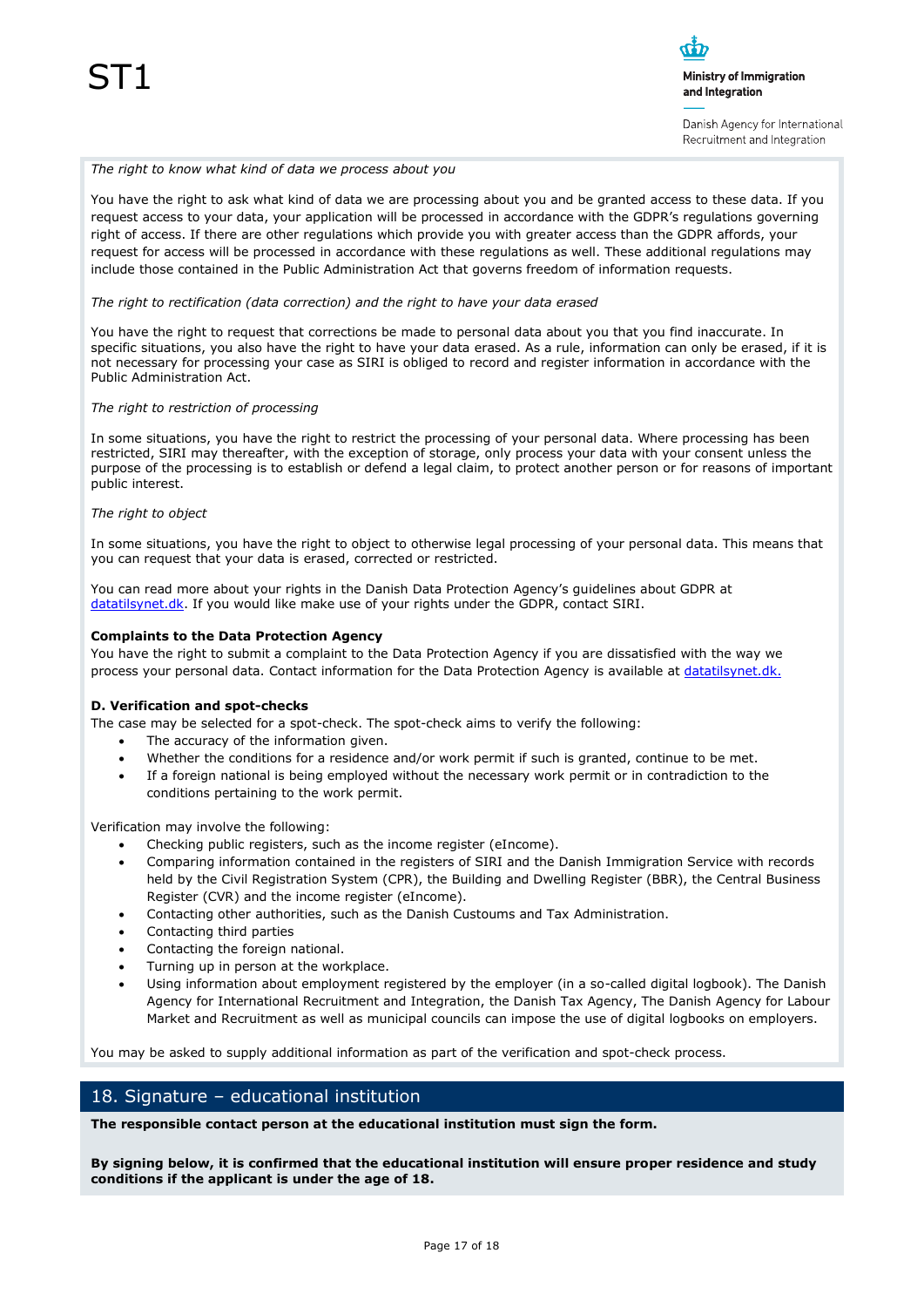*The right to know what kind of data we process about you*

You have the right to ask what kind of data we are processing about you and be granted access to these data. If you request access to your data, your application will be processed in accordance with the GDPR's regulations governing right of access. If there are other regulations which provide you with greater access than the GDPR affords, your request for access will be processed in accordance with these regulations as well. These additional regulations may include those contained in the Public Administration Act that governs freedom of information requests.

*The right to rectification (data correction) and the right to have your data erased*

You have the right to request that corrections be made to personal data about you that you find inaccurate. In specific situations, you also have the right to have your data erased. As a rule, information can only be erased, if it is not necessary for processing your case as SIRI is obliged to record and register information in accordance with the Public Administration Act.

*The right to restriction of processing*

In some situations, you have the right to restrict the processing of your personal data. Where processing has been restricted, SIRI may thereafter, with the exception of storage, only process your data with your consent unless the purpose of the processing is to establish or defend a legal claim, to protect another person or for reasons of important public interest.

*The right to object*

In some situations, you have the right to object to otherwise legal processing of your personal data. This means that you can request that your data is erased, corrected or restricted.

You can read more about your rights in the Danish Data Protection Agency's guidelines about GDPR at datatilsynet.dk. If you would like make use of your rights under the GDPR, contact SIRI.

**Complaints to the Data Protection Agency**

You have the right to submit a complaint to the Data Protection Agency if you are dissatisfied with the way we process your personal data. Contact information for the Data Protection Agency is available at datatilsynet.dk.

**D. Verification and spot-checks**

The case may be selected for a spot-check. The spot-check aims to verify the following:

- The accuracy of the information given.
- Whether the conditions for a residence and/or work permit if such is granted, continue to be met.
- If a foreign national is being employed without the necessary work permit or in contradiction to the conditions pertaining to the work permit.

Verification may involve the following:

- Checking public registers, such as the income register (eIncome).
- Comparing information contained in the registers of SIRI and the Danish Immigration Service with records held by the Civil Registration System (CPR), the Building and Dwelling Register (BBR), the Central Business Register (CVR) and the income register (eIncome).
- Contacting other authorities, such as the Danish Custoums and Tax Administration.
- Contacting third parties
- Contacting the foreign national.
- Turning up in person at the workplace.
- Using information about employment registered by the employer (in a so-called digital logbook). The Danish Agency for International Recruitment and Integration, the Danish Tax Agency, The Danish Agency for Labour Market and Recruitment as well as municipal councils can impose the use of digital logbooks on employers.

You may be asked to supply additional information as part of the verification and spot-check process.

## 18. Signature – educational institution

**The responsible contact person at the educational institution must sign the form.**

**By signing below, it is confirmed that the educational institution will ensure proper residence and study conditions if the applicant is under the age of 18.**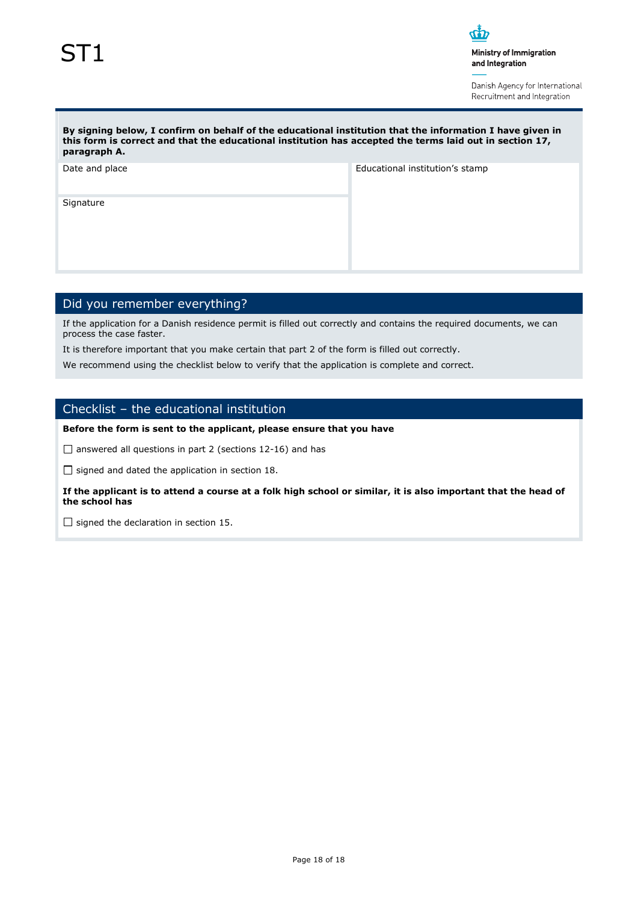ST1

Ministry of Immigration and Integration

Danish Agency for International Recruitment and Integration

**By signing below, I confirm on behalf of the educational institution that the information I have given in this form is correct and that the educational institution has accepted the terms laid out in section 17, paragraph A.**

| | |
|---|---|
| Date and place | Educational institution's stamp |
| Signature | |

## Did you remember everything?

If the application for a Danish residence permit is filled out correctly and contains the required documents, we can process the case faster.

It is therefore important that you make certain that part 2 of the form is filled out correctly.

We recommend using the checklist below to verify that the application is complete and correct.

## Checklist – the educational institution

**Before the form is sent to the applicant, please ensure that you have**

☐ answered all questions in part 2 (sections 12-16) and has

☐ signed and dated the application in section 18.

**If the applicant is to attend a course at a folk high school or similar, it is also important that the head of the school has**

☐ signed the declaration in section 15.